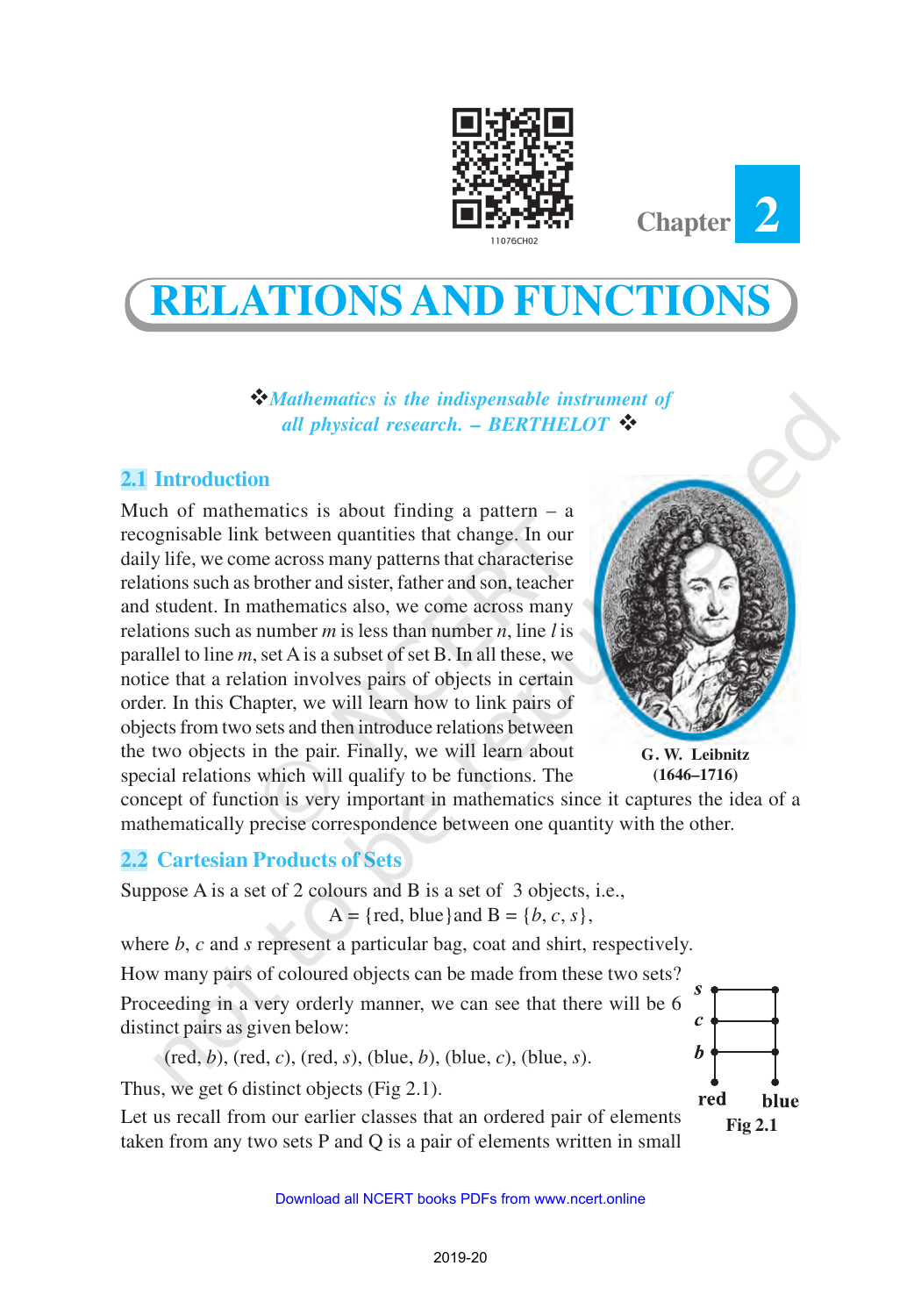Chapter 2

# RELATIONS AND FUNCTIONS

*❖Mathematics is the indispensable instrument of all physical research. – BERTHELOT ❖*

## 2.1 Introduction

Much of mathematics is about finding a pattern – a recognisable link between quantities that change. In our daily life, we come across many patterns that characterise relations such as brother and sister, father and son, teacher and student. In mathematics also, we come across many relations such as number $m$ is less than number $n$, line $l$ is parallel to line $m$, set A is a subset of set B. In all these, we notice that a relation involves pairs of objects in certain order. In this Chapter, we will learn how to link pairs of objects from two sets and then introduce relations between the two objects in the pair. Finally, we will learn about special relations which will qualify to be functions. The concept of function is very important in mathematics since it captures the idea of a mathematically precise correspondence between one quantity with the other.

**G. W. Leibnitz (1646–1716)**

## 2.2 Cartesian Products of Sets

Suppose A is a set of 2 colours and B is a set of 3 objects, i.e.,

$$A = \{\text{red, blue}\} \text{ and } B = \{b, c, s\},$$

where $b$, $c$ and $s$ represent a particular bag, coat and shirt, respectively.

How many pairs of coloured objects can be made from these two sets? Proceeding in a very orderly manner, we can see that there will be 6 distinct pairs as given below:

(red, $b$), (red, $c$), (red, $s$), (blue, $b$), (blue, $c$), (blue, $s$).

Thus, we get 6 distinct objects (Fig 2.1).

Fig 2.1

Let us recall from our earlier classes that an ordered pair of elements taken from any two sets P and Q is a pair of elements written in small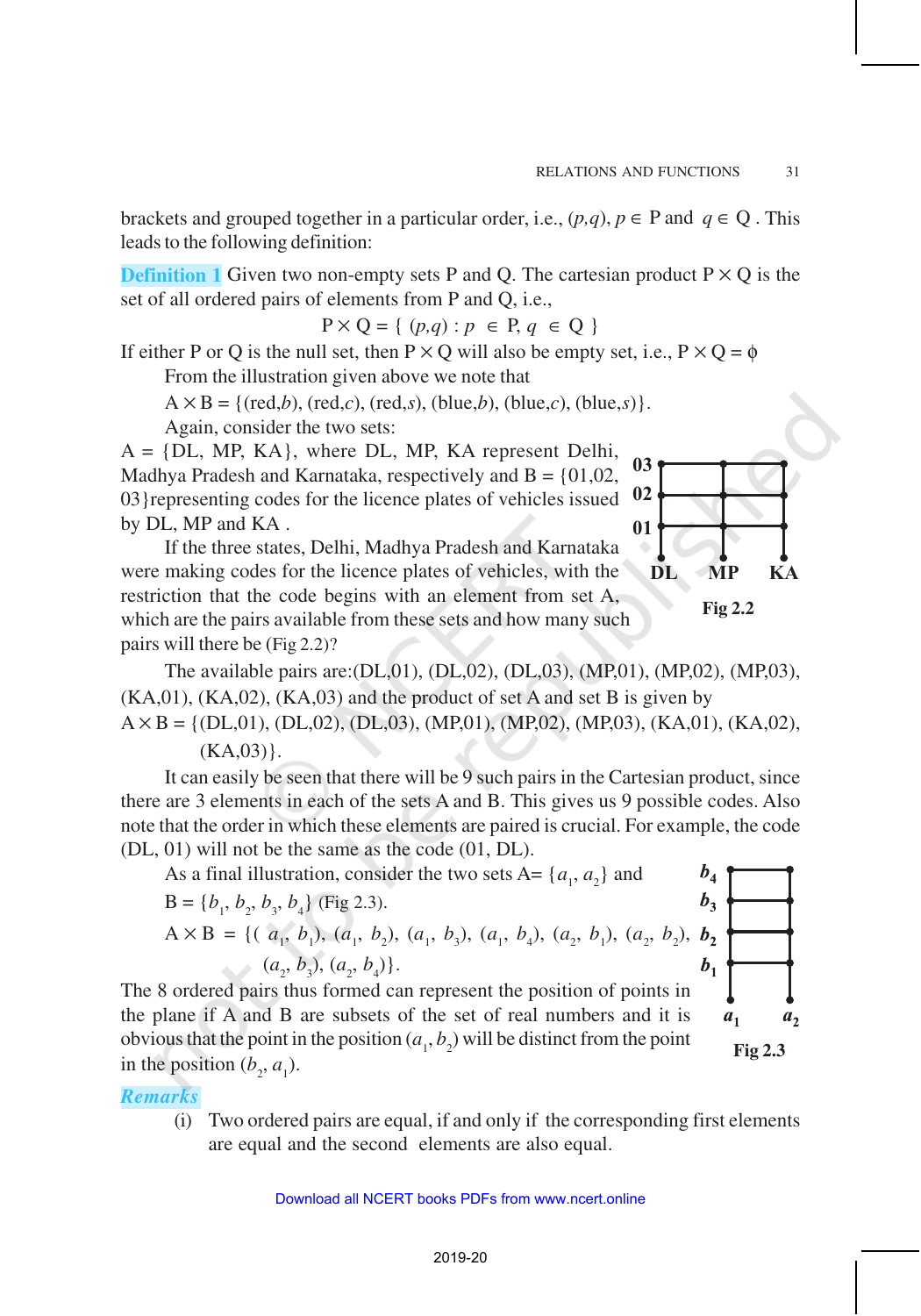brackets and grouped together in a particular order, i.e., $(p,q)$, $p \in$ P and $q \in$ Q . This leads to the following definition:

**Definition 1** Given two non-empty sets P and Q. The cartesian product P × Q is the set of all ordered pairs of elements from P and Q, i.e.,

$$\text{P} \times \text{Q} = \{ (p,q) : p \in \text{P}, q \in \text{Q} \}$$

If either P or Q is the null set, then P × Q will also be empty set, i.e., P × Q = $\phi$

From the illustration given above we note that

A × B = {(red,$b$), (red,$c$), (red,$s$), (blue,$b$), (blue,$c$), (blue,$s$)}.

Again, consider the two sets:

A = {DL, MP, KA}, where DL, MP, KA represent Delhi, Madhya Pradesh and Karnataka, respectively and B = {01,02, 03}representing codes for the licence plates of vehicles issued by DL, MP and KA .

If the three states, Delhi, Madhya Pradesh and Karnataka were making codes for the licence plates of vehicles, with the restriction that the code begins with an element from set A, which are the pairs available from these sets and how many such pairs will there be (Fig 2.2)?

Fig 2.2

The available pairs are:(DL,01), (DL,02), (DL,03), (MP,01), (MP,02), (MP,03), (KA,01), (KA,02), (KA,03) and the product of set A and set B is given by

A × B = {(DL,01), (DL,02), (DL,03), (MP,01), (MP,02), (MP,03), (KA,01), (KA,02), (KA,03)}.

It can easily be seen that there will be 9 such pairs in the Cartesian product, since there are 3 elements in each of the sets A and B. This gives us 9 possible codes. Also note that the order in which these elements are paired is crucial. For example, the code (DL, 01) will not be the same as the code (01, DL).

As a final illustration, consider the two sets A= $\{a_1, a_2\}$ and B = $\{b_1, b_2, b_3, b_4\}$ (Fig 2.3).

A × B = $\{(a_1, b_1), (a_1, b_2), (a_1, b_3), (a_1, b_4), (a_2, b_1), (a_2, b_2), (a_2, b_3), (a_2, b_4)\}$.

The 8 ordered pairs thus formed can represent the position of points in the plane if A and B are subsets of the set of real numbers and it is obvious that the point in the position $(a_1, b_2)$ will be distinct from the point in the position $(b_2, a_1)$.

Fig 2.3

***Remarks***

(i) Two ordered pairs are equal, if and only if the corresponding first elements are equal and the second elements are also equal.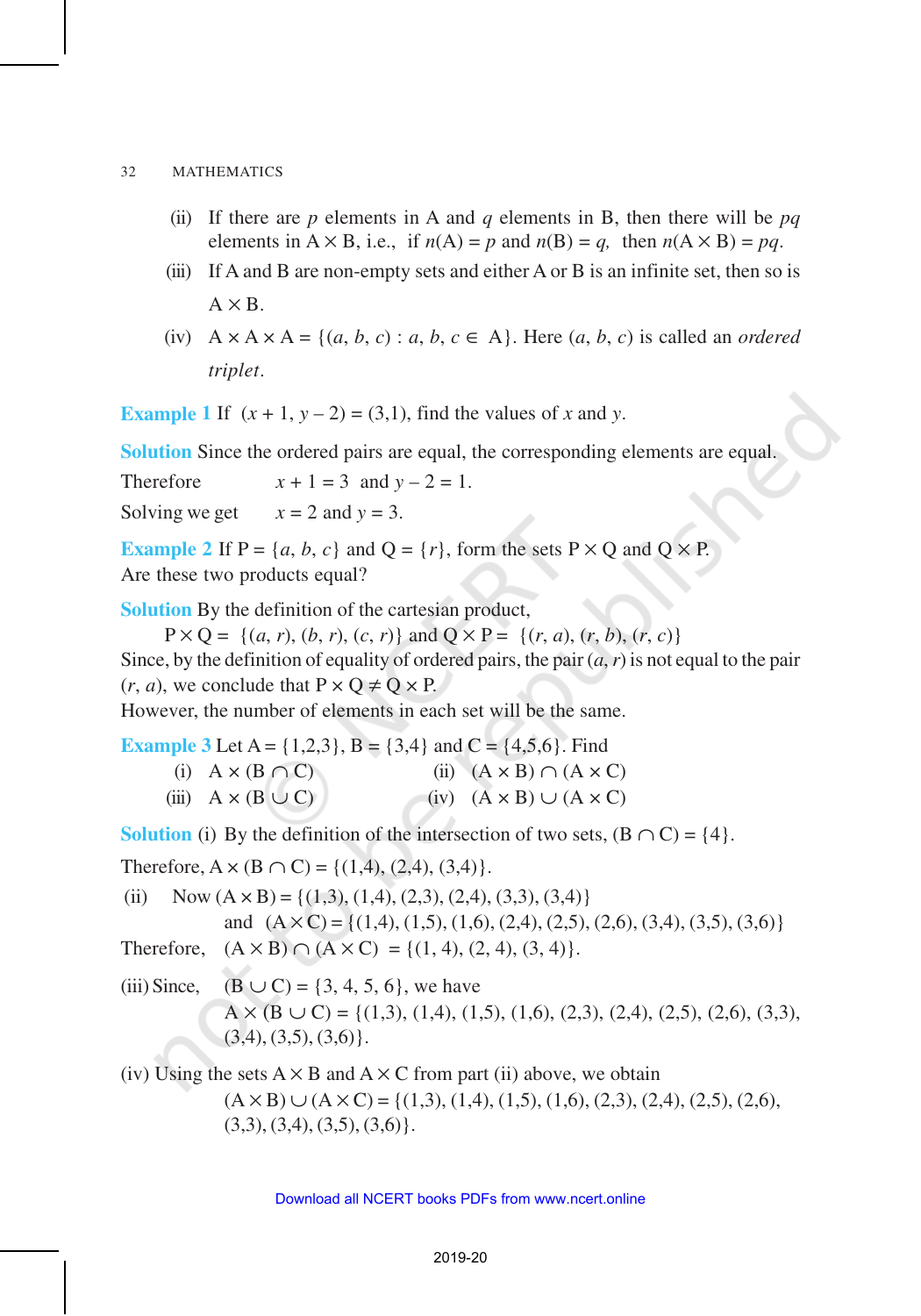(ii) If there are $p$ elements in A and $q$ elements in B, then there will be $pq$ elements in $A \times B$, i.e., if $n(A) = p$ and $n(B) = q$, then $n(A \times B) = pq$.

(iii) If A and B are non-empty sets and either A or B is an infinite set, then so is $A \times B$.

(iv) $A \times A \times A = \{(a, b, c) : a, b, c \in A\}$. Here $(a, b, c)$ is called an *ordered triplet*.

**Example 1** If $(x + 1, y - 2) = (3,1)$, find the values of $x$ and $y$.

**Solution** Since the ordered pairs are equal, the corresponding elements are equal.

Therefore $\quad x + 1 = 3$ and $y - 2 = 1$.

Solving we get $\quad x = 2$ and $y = 3$.

**Example 2** If $P = \{a, b, c\}$ and $Q = \{r\}$, form the sets $P \times Q$ and $Q \times P$. Are these two products equal?

**Solution** By the definition of the cartesian product,

$$P \times Q = \{(a, r), (b, r), (c, r)\} \text{ and } Q \times P = \{(r, a), (r, b), (r, c)\}$$

Since, by the definition of equality of ordered pairs, the pair $(a, r)$ is not equal to the pair $(r, a)$, we conclude that $P \times Q \neq Q \times P$.

However, the number of elements in each set will be the same.

**Example 3** Let $A = \{1,2,3\}$, $B = \{3,4\}$ and $C = \{4,5,6\}$. Find

(i) $A \times (B \cap C)$ (ii) $(A \times B) \cap (A \times C)$

(iii) $A \times (B \cup C)$ (iv) $(A \times B) \cup (A \times C)$

**Solution** (i) By the definition of the intersection of two sets, $(B \cap C) = \{4\}$.

Therefore, $A \times (B \cap C) = \{(1,4), (2,4), (3,4)\}$.

(ii) Now $(A \times B) = \{(1,3), (1,4), (2,3), (2,4), (3,3), (3,4)\}$

and $(A \times C) = \{(1,4), (1,5), (1,6), (2,4), (2,5), (2,6), (3,4), (3,5), (3,6)\}$

Therefore, $(A \times B) \cap (A \times C) = \{(1, 4), (2, 4), (3, 4)\}$.

(iii) Since, $(B \cup C) = \{3, 4, 5, 6\}$, we have

$A \times (B \cup C) = \{(1,3), (1,4), (1,5), (1,6), (2,3), (2,4), (2,5), (2,6), (3,3), (3,4), (3,5), (3,6)\}$.

(iv) Using the sets $A \times B$ and $A \times C$ from part (ii) above, we obtain

$(A \times B) \cup (A \times C) = \{(1,3), (1,4), (1,5), (1,6), (2,3), (2,4), (2,5), (2,6), (3,3), (3,4), (3,5), (3,6)\}$.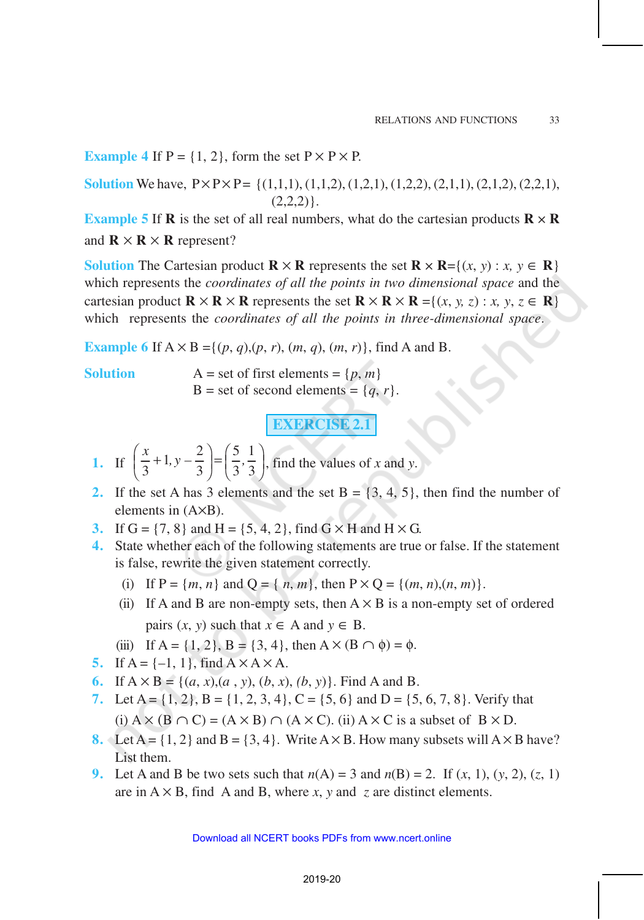**Example 4** If P = {1, 2}, form the set P × P × P.

**Solution** We have, P × P × P = {(1,1,1), (1,1,2), (1,2,1), (1,2,2), (2,1,1), (2,1,2), (2,2,1), (2,2,2)}.

**Example 5** If **R** is the set of all real numbers, what do the cartesian products **R** × **R** and **R** × **R** × **R** represent?

**Solution** The Cartesian product **R** × **R** represents the set **R** × **R**={(*x*, *y*) : *x*, *y* ∈ **R**} which represents the *coordinates of all the points in two dimensional space* and the cartesian product **R** × **R** × **R** represents the set **R** × **R** × **R** ={(*x*, *y*, *z*) : *x*, *y*, *z* ∈ **R**} which represents the *coordinates of all the points in three-dimensional space*.

**Example 6** If A × B ={(*p*, *q*),(*p*, *r*), (*m*, *q*), (*m*, *r*)}, find A and B.

**Solution**
A = set of first elements = {*p*, *m*}
B = set of second elements = {*q*, *r*}.

## EXERCISE 2.1

1. If $\left(\frac{x}{3}+1, y-\frac{2}{3}\right)=\left(\frac{5}{3}, \frac{1}{3}\right)$, find the values of $x$ and $y$.
2. If the set A has 3 elements and the set B = {3, 4, 5}, then find the number of elements in (A×B).
3. If G = {7, 8} and H = {5, 4, 2}, find G × H and H × G.
4. State whether each of the following statements are true or false. If the statement is false, rewrite the given statement correctly.
   - (i) If P = {*m*, *n*} and Q = { *n*, *m*}, then P × Q = {(*m*, *n*),(*n*, *m*)}.
   - (ii) If A and B are non-empty sets, then A × B is a non-empty set of ordered pairs (*x*, *y*) such that *x* ∈ A and *y* ∈ B.
   - (iii) If A = {1, 2}, B = {3, 4}, then A × (B ∩ φ) = φ.
5. If A = {–1, 1}, find A × A × A.
6. If A × B = {(*a*, *x*),(*a* , *y*), (*b*, *x*), (*b*, *y*)}. Find A and B.
7. Let A = {1, 2}, B = {1, 2, 3, 4}, C = {5, 6} and D = {5, 6, 7, 8}. Verify that (i) A × (B ∩ C) = (A × B) ∩ (A × C). (ii) A × C is a subset of B × D.
8. Let A = {1, 2} and B = {3, 4}. Write A × B. How many subsets will A × B have? List them.
9. Let A and B be two sets such that *n*(A) = 3 and *n*(B) = 2. If (*x*, 1), (*y*, 2), (*z*, 1) are in A × B, find A and B, where *x*, *y* and *z* are distinct elements.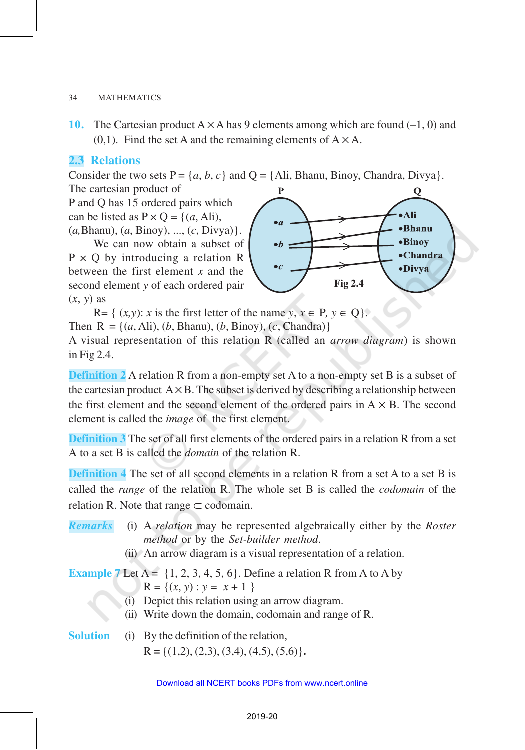**10.** The Cartesian product $A \times A$ has 9 elements among which are found $(-1, 0)$ and $(0,1)$. Find the set A and the remaining elements of $A \times A$.

## 2.3 Relations

Consider the two sets $P = \{a, b, c\}$ and $Q = \{\text{Ali, Bhanu, Binoy, Chandra, Divya}\}$.

The cartesian product of P and Q has 15 ordered pairs which can be listed as $P \times Q = \{(a, \text{Ali}), (a, \text{Bhanu}), (a, \text{Binoy}), ..., (c, \text{Divya})\}$.

We can now obtain a subset of $P \times Q$ by introducing a relation R between the first element $x$ and the second element $y$ of each ordered pair $(x, y)$ as

$$R = \{ (x,y): x \text{ is the first letter of the name } y, x \in P, y \in Q\}.$$

Then $R = \{(a, \text{Ali}), (b, \text{Bhanu}), (b, \text{Binoy}), (c, \text{Chandra})\}$

Fig 2.4

A visual representation of this relation R (called an *arrow diagram*) is shown in Fig 2.4.

**Definition 2** A relation R from a non-empty set A to a non-empty set B is a subset of the cartesian product $A \times B$. The subset is derived by describing a relationship between the first element and the second element of the ordered pairs in $A \times B$. The second element is called the *image* of the first element.

**Definition 3** The set of all first elements of the ordered pairs in a relation R from a set A to a set B is called the *domain* of the relation R.

**Definition 4** The set of all second elements in a relation R from a set A to a set B is called the *range* of the relation R. The whole set B is called the *codomain* of the relation R. Note that range $\subset$ codomain.

***Remarks***
(i) A *relation* may be represented algebraically either by the *Roster method* or by the *Set-builder method*.
(ii) An arrow diagram is a visual representation of a relation.

**Example 7** Let $A = \{1, 2, 3, 4, 5, 6\}$. Define a relation R from A to A by

$$R = \{(x, y) : y = x + 1 \}$$

(i) Depict this relation using an arrow diagram.
(ii) Write down the domain, codomain and range of R.

**Solution** (i) By the definition of the relation,

$$R = \{(1,2), (2,3), (3,4), (4,5), (5,6)\}.$$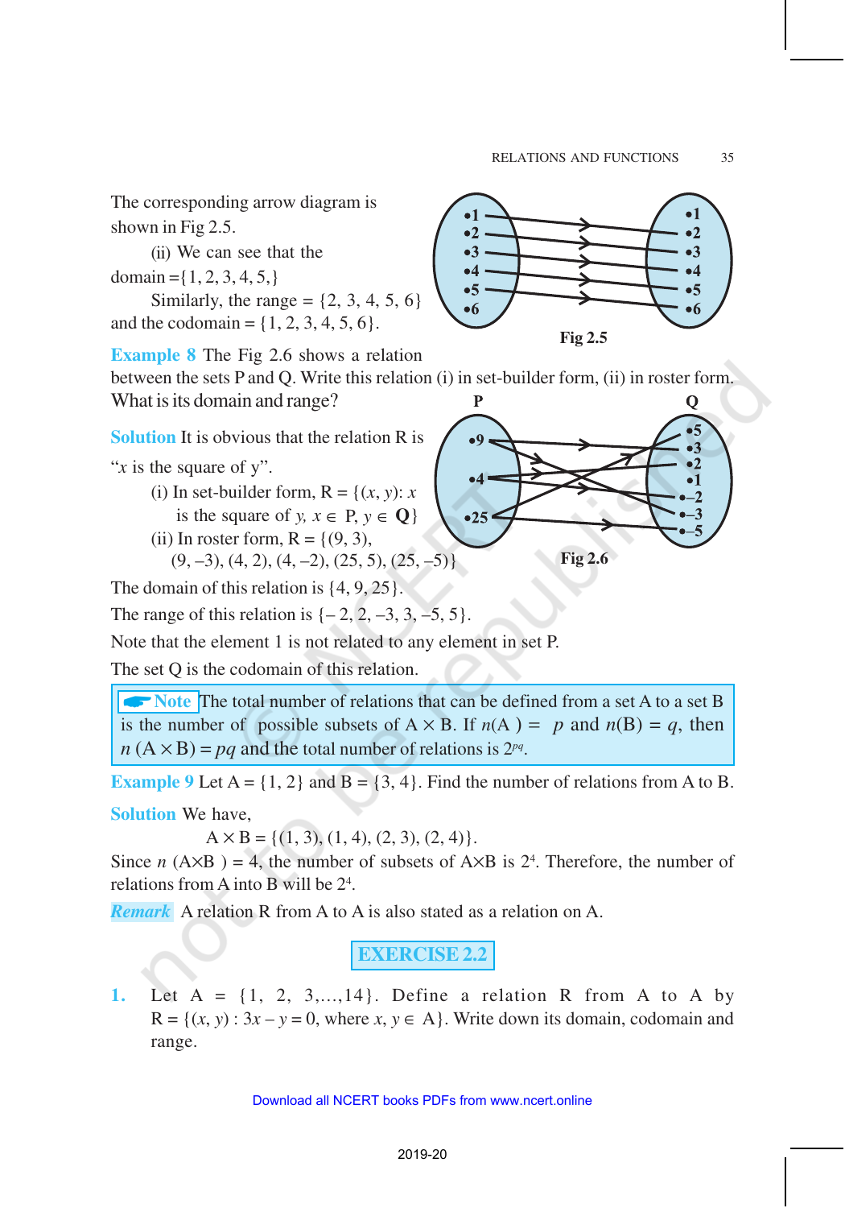The corresponding arrow diagram is shown in Fig 2.5.

(ii) We can see that the domain $=\{1, 2, 3, 4, 5,\}$

Similarly, the range $= \{2, 3, 4, 5, 6\}$ and the codomain $= \{1, 2, 3, 4, 5, 6\}$.

Fig 2.5

**Example 8** The Fig 2.6 shows a relation between the sets P and Q. Write this relation (i) in set-builder form, (ii) in roster form. What is its domain and range?

**Solution** It is obvious that the relation R is "$x$ is the square of $y$".

(i) In set-builder form, $R = \{(x, y): x$ is the square of $y$, $x \in P$, $y \in \mathbf{Q}\}$

(ii) In roster form, $R = \{(9, 3), (9, -3), (4, 2), (4, -2), (25, 5), (25, -5)\}$

Fig 2.6

The domain of this relation is $\{4, 9, 25\}$.

The range of this relation is $\{-2, 2, -3, 3, -5, 5\}$.

Note that the element 1 is not related to any element in set P.

The set Q is the codomain of this relation.

> **Note** The total number of relations that can be defined from a set A to a set B is the number of possible subsets of $A \times B$. If $n(A) = p$ and $n(B) = q$, then $n(A \times B) = pq$ and the total number of relations is $2^{pq}$.

**Example 9** Let $A = \{1, 2\}$ and $B = \{3, 4\}$. Find the number of relations from A to B.

**Solution** We have,

$$A \times B = \{(1, 3), (1, 4), (2, 3), (2, 4)\}.$$

Since $n(A \times B) = 4$, the number of subsets of $A \times B$ is $2^4$. Therefore, the number of relations from A into B will be $2^4$.

***Remark*** A relation R from A to A is also stated as a relation on A.

## EXERCISE 2.2

1. Let $A = \{1, 2, 3, \ldots, 14\}$. Define a relation R from A to A by $R = \{(x, y) : 3x - y = 0$, where $x, y \in A\}$. Write down its domain, codomain and range.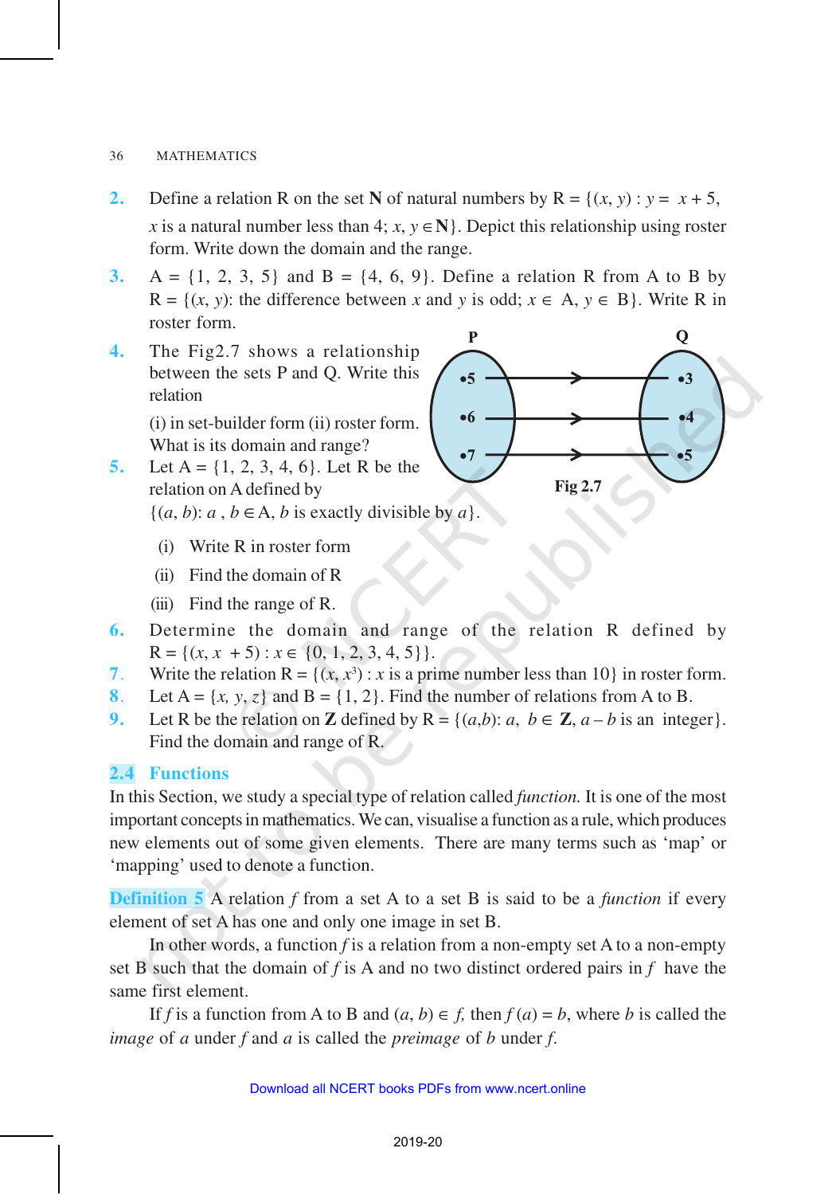2. Define a relation R on the set **N** of natural numbers by R = $\{(x, y) : y = x + 5$, $x$ is a natural number less than 4; $x, y \in \mathbf{N}\}$. Depict this relationship using roster form. Write down the domain and the range.

3. A = {1, 2, 3, 5} and B = {4, 6, 9}. Define a relation R from A to B by R = $\{(x, y)$: the difference between $x$ and $y$ is odd; $x \in$ A, $y \in$ B$\}$. Write R in roster form.

4. The Fig2.7 shows a relationship between the sets P and Q. Write this relation

   (i) in set-builder form (ii) roster form.

   What is its domain and range?

Fig 2.7

5. Let A = {1, 2, 3, 4, 6}. Let R be the relation on A defined by $\{(a, b): a , b \in \text{A}, b$ is exactly divisible by $a\}$.

   (i) Write R in roster form
   
   (ii) Find the domain of R
   
   (iii) Find the range of R.

6. Determine the domain and range of the relation R defined by R = $\{(x, x + 5) : x \in \{0, 1, 2, 3, 4, 5\}\}$.

7. Write the relation R = $\{(x, x^3) : x$ is a prime number less than 10$\}$ in roster form.

8. Let A = $\{x, y, z\}$ and B = {1, 2}. Find the number of relations from A to B.

9. Let R be the relation on **Z** defined by R = $\{(a,b): a, b \in \mathbf{Z}, a - b$ is an integer$\}$. Find the domain and range of R.

## 2.4 Functions

In this Section, we study a special type of relation called *function.* It is one of the most important concepts in mathematics. We can, visualise a function as a rule, which produces new elements out of some given elements. There are many terms such as 'map' or 'mapping' used to denote a function.

**Definition 5** A relation $f$ from a set A to a set B is said to be a *function* if every element of set A has one and only one image in set B.

In other words, a function $f$ is a relation from a non-empty set A to a non-empty set B such that the domain of $f$ is A and no two distinct ordered pairs in $f$ have the same first element.

If $f$ is a function from A to B and $(a, b) \in f$, then $f(a) = b$, where $b$ is called the *image* of $a$ under $f$ and $a$ is called the *preimage* of $b$ under $f$.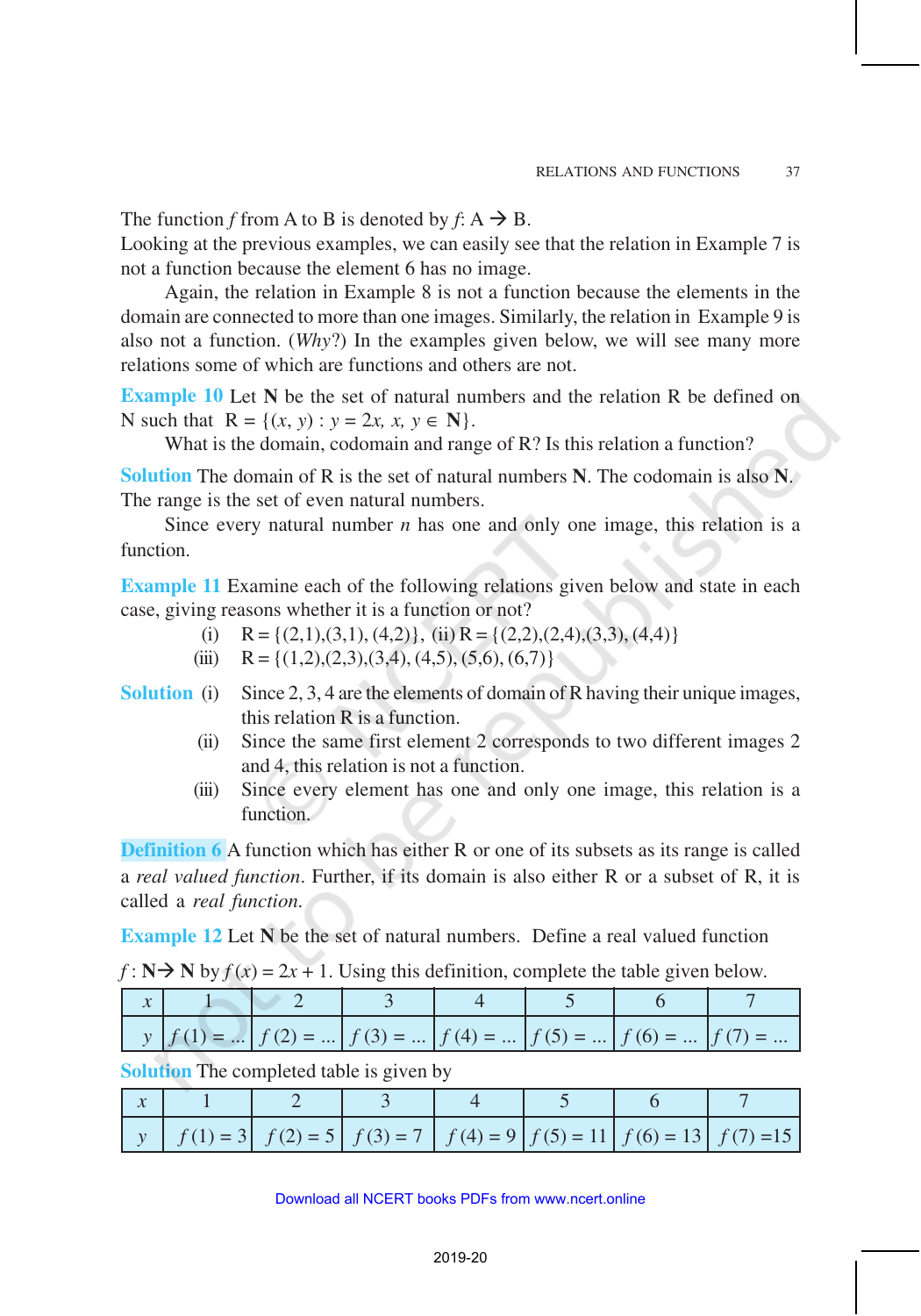The function $f$ from A to B is denoted by $f$: A → B.

Looking at the previous examples, we can easily see that the relation in Example 7 is not a function because the element 6 has no image.

Again, the relation in Example 8 is not a function because the elements in the domain are connected to more than one images. Similarly, the relation in Example 9 is also not a function. (*Why*?) In the examples given below, we will see many more relations some of which are functions and others are not.

**Example 10** Let **N** be the set of natural numbers and the relation R be defined on N such that R = $\{(x, y) : y = 2x,\ x, y \in \mathbf{N}\}$.

What is the domain, codomain and range of R? Is this relation a function?

**Solution** The domain of R is the set of natural numbers **N**. The codomain is also **N**. The range is the set of even natural numbers.

Since every natural number $n$ has one and only one image, this relation is a function.

**Example 11** Examine each of the following relations given below and state in each case, giving reasons whether it is a function or not?

(i) R = {(2,1),(3,1), (4,2)}, (ii) R = {(2,2),(2,4),(3,3), (4,4)}

(iii) R = {(1,2),(2,3),(3,4), (4,5), (5,6), (6,7)}

**Solution** (i) Since 2, 3, 4 are the elements of domain of R having their unique images, this relation R is a function.

(ii) Since the same first element 2 corresponds to two different images 2 and 4, this relation is not a function.

(iii) Since every element has one and only one image, this relation is a function.

**Definition 6** A function which has either R or one of its subsets as its range is called a *real valued function*. Further, if its domain is also either R or a subset of R, it is called a *real function*.

**Example 12** Let **N** be the set of natural numbers. Define a real valued function

$f : \mathbf{N} \to \mathbf{N}$ by $f(x) = 2x + 1$. Using this definition, complete the table given below.

| $x$ | 1 | 2 | 3 | 4 | 5 | 6 | 7 |
|---|---|---|---|---|---|---|---|
| $y$ | $f(1) = ...$ | $f(2) = ...$ | $f(3) = ...$ | $f(4) = ...$ | $f(5) = ...$ | $f(6) = ...$ | $f(7) = ...$ |

**Solution** The completed table is given by

| $x$ | 1 | 2 | 3 | 4 | 5 | 6 | 7 |
|---|---|---|---|---|---|---|---|
| $y$ | $f(1) = 3$ | $f(2) = 5$ | $f(3) = 7$ | $f(4) = 9$ | $f(5) = 11$ | $f(6) = 13$ | $f(7) = 15$ |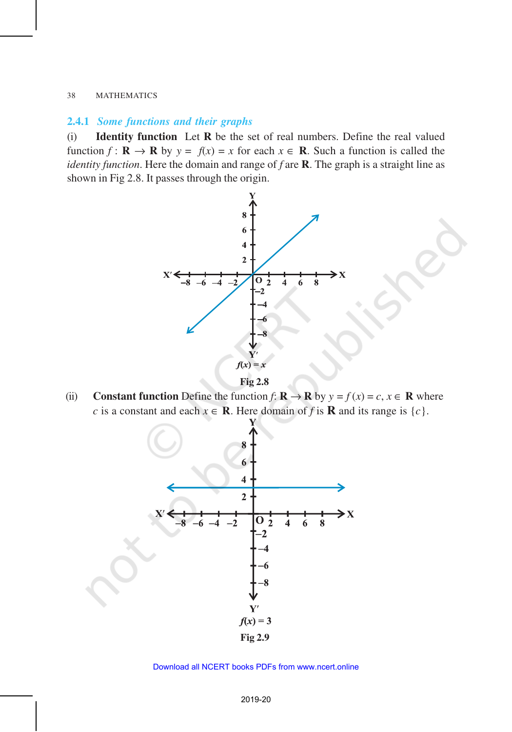### 2.4.1 *Some functions and their graphs*

(i) **Identity function** Let **R** be the set of real numbers. Define the real valued function $f : \mathbf{R} \rightarrow \mathbf{R}$ by $y = f(x) = x$ for each $x \in \mathbf{R}$. Such a function is called the *identity function*. Here the domain and range of $f$ are **R**. The graph is a straight line as shown in Fig 2.8. It passes through the origin.

$f(x) = x$

**Fig 2.8**

(ii) **Constant function** Define the function $f: \mathbf{R} \rightarrow \mathbf{R}$ by $y = f(x) = c$, $x \in \mathbf{R}$ where $c$ is a constant and each $x \in \mathbf{R}$. Here domain of $f$ is **R** and its range is $\{c\}$.

$f(x) = 3$

**Fig 2.9**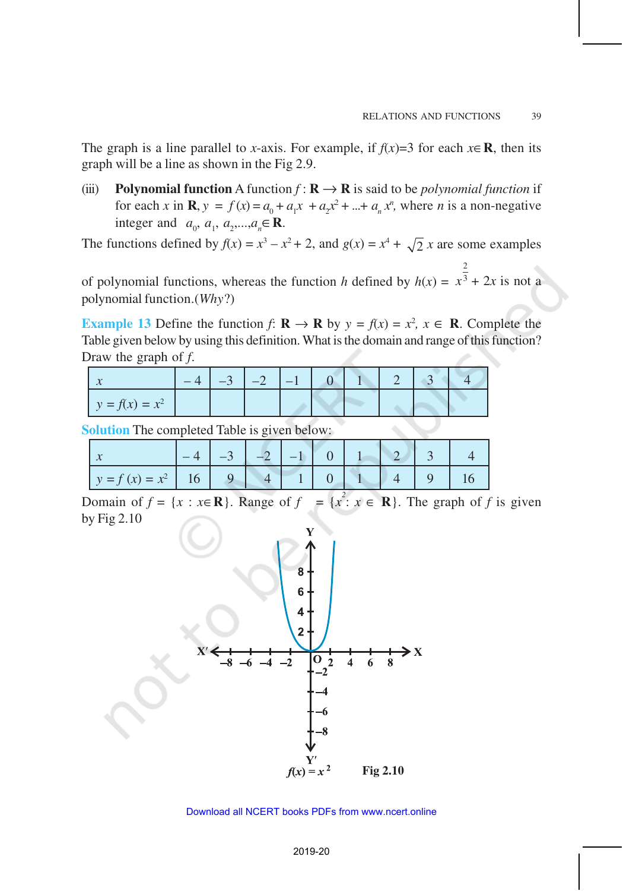The graph is a line parallel to $x$-axis. For example, if $f(x)=3$ for each $x \in \mathbf{R}$, then its graph will be a line as shown in the Fig 2.9.

(iii) **Polynomial function** A function $f : \mathbf{R} \rightarrow \mathbf{R}$ is said to be *polynomial function* if for each $x$ in $\mathbf{R}$, $y = f(x) = a_0 + a_1 x + a_2 x^2 + ... + a_n x^n$, where $n$ is a non-negative integer and $a_0, a_1, a_2,...,a_n \in \mathbf{R}$.

The functions defined by $f(x) = x^3 - x^2 + 2$, and $g(x) = x^4 + \sqrt{2}\, x$ are some examples of polynomial functions, whereas the function $h$ defined by $h(x) = x^{\frac{2}{3}} + 2x$ is not a polynomial function.(*Why*?)

**Example 13** Define the function $f$: $\mathbf{R} \rightarrow \mathbf{R}$ by $y = f(x) = x^2$, $x \in \mathbf{R}$. Complete the Table given below by using this definition. What is the domain and range of this function? Draw the graph of $f$.

| $x$ | $-4$ | $-3$ | $-2$ | $-1$ | 0 | 1 | 2 | 3 | 4 |
|---|---|---|---|---|---|---|---|---|---|
| $y = f(x) = x^2$ | | | | | | | | | |

**Solution** The completed Table is given below:

| $x$ | $-4$ | $-3$ | $-2$ | $-1$ | 0 | 1 | 2 | 3 | 4 |
|---|---|---|---|---|---|---|---|---|---|
| $y = f(x) = x^2$ | 16 | 9 | 4 | 1 | 0 | 1 | 4 | 9 | 16 |

Domain of $f = \{x : x \in \mathbf{R}\}$. Range of $f = \{x^2 : x \in \mathbf{R}\}$. The graph of $f$ is given by Fig 2.10

$f(x) = x^2$

**Fig 2.10**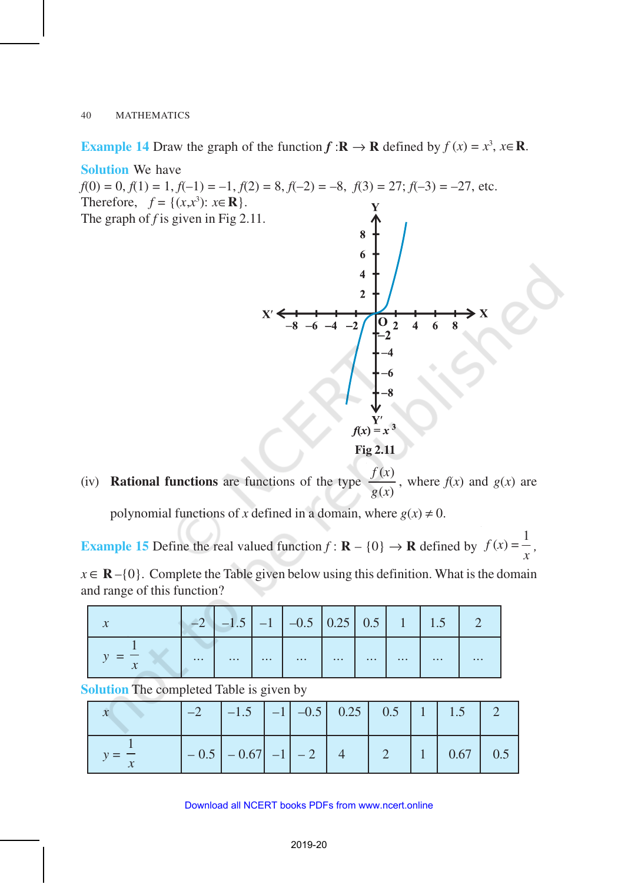**Example 14** Draw the graph of the function $f : \mathbf{R} \to \mathbf{R}$ defined by $f(x) = x^3, x \in \mathbf{R}$.

**Solution** We have

$f(0) = 0, f(1) = 1, f(-1) = -1, f(2) = 8, f(-2) = -8, f(3) = 27; f(-3) = -27$, etc.

Therefore, $f = \{(x,x^3): x \in \mathbf{R}\}$.

The graph of $f$ is given in Fig 2.11.

$f(x) = x^3$

**Fig 2.11**

(iv) **Rational functions** are functions of the type $\frac{f(x)}{g(x)}$, where $f(x)$ and $g(x)$ are polynomial functions of $x$ defined in a domain, where $g(x) \neq 0$.

**Example 15** Define the real valued function $f : \mathbf{R} - \{0\} \to \mathbf{R}$ defined by $f(x) = \frac{1}{x}$, $x \in \mathbf{R} - \{0\}$. Complete the Table given below using this definition. What is the domain and range of this function?

| $x$ | $-2$ | $-1.5$ | $-1$ | $-0.5$ | $0.25$ | $0.5$ | $1$ | $1.5$ | $2$ |
|---|---|---|---|---|---|---|---|---|---|
| $y = \frac{1}{x}$ | ... | ... | ... | ... | ... | ... | ... | ... | ... |

**Solution** The completed Table is given by

| $x$ | $-2$ | $-1.5$ | $-1$ | $-0.5$ | $0.25$ | $0.5$ | $1$ | $1.5$ | $2$ |
|---|---|---|---|---|---|---|---|---|---|
| $y = \frac{1}{x}$ | $-0.5$ | $-0.67$ | $-1$ | $-2$ | $4$ | $2$ | $1$ | $0.67$ | $0.5$ |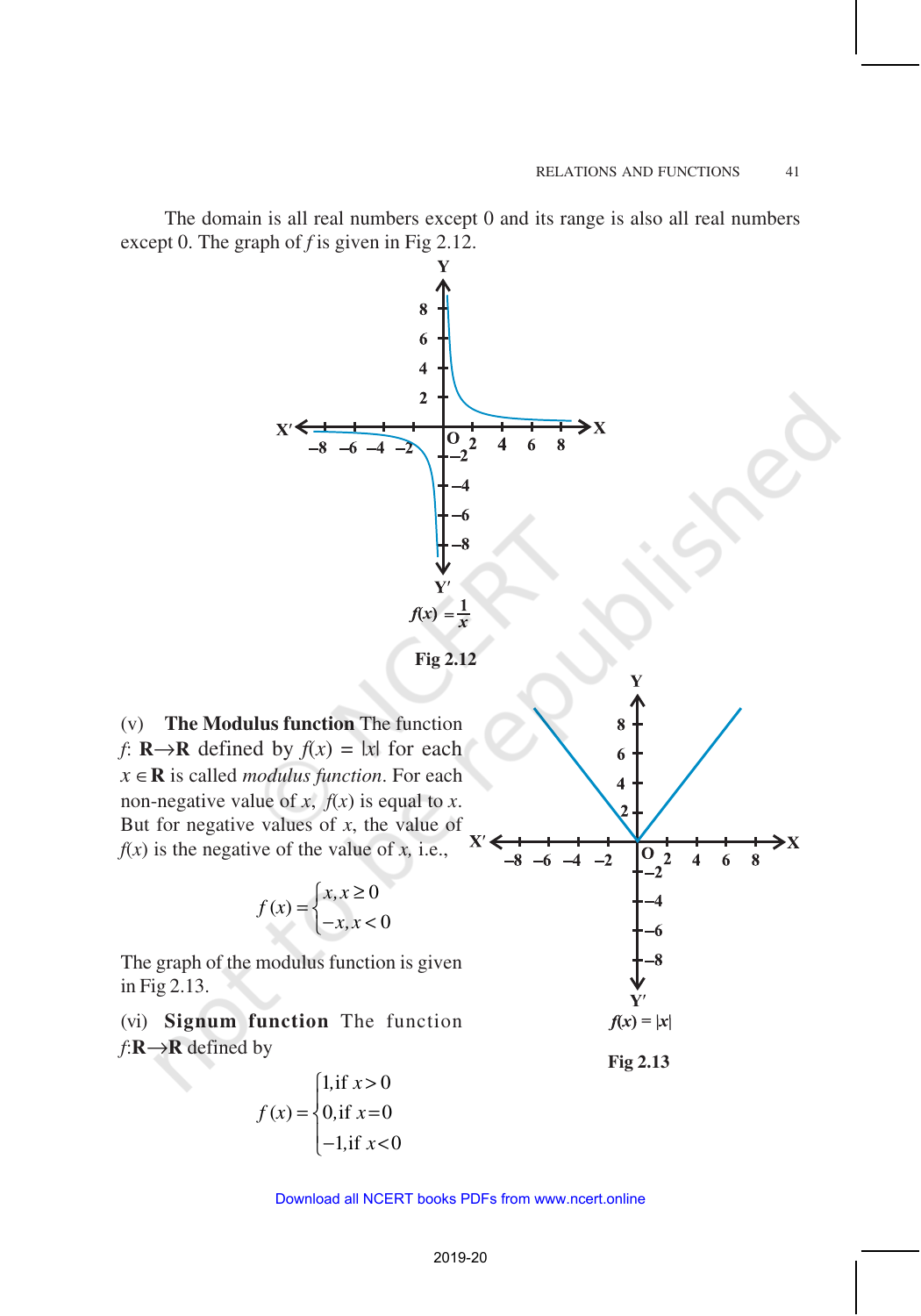The domain is all real numbers except 0 and its range is also all real numbers except 0. The graph of $f$ is given in Fig 2.12.

$f(x) = \frac{1}{x}$

**Fig 2.12**

(v) **The Modulus function** The function $f$: $\mathbf{R} \to \mathbf{R}$ defined by $f(x) = |x|$ for each $x \in \mathbf{R}$ is called *modulus function*. For each non-negative value of $x$, $f(x)$ is equal to $x$. But for negative values of $x$, the value of $f(x)$ is the negative of the value of $x$, i.e.,

$$f(x) = \begin{cases} x, x \geq 0 \\ -x, x < 0 \end{cases}$$

The graph of the modulus function is given in Fig 2.13.

$f(x) = |x|$

**Fig 2.13**

(vi) **Signum function** The function $f$:$\mathbf{R} \to \mathbf{R}$ defined by

$$f(x) = \begin{cases} 1, \text{if } x > 0 \\ 0, \text{if } x = 0 \\ -1, \text{if } x < 0 \end{cases}$$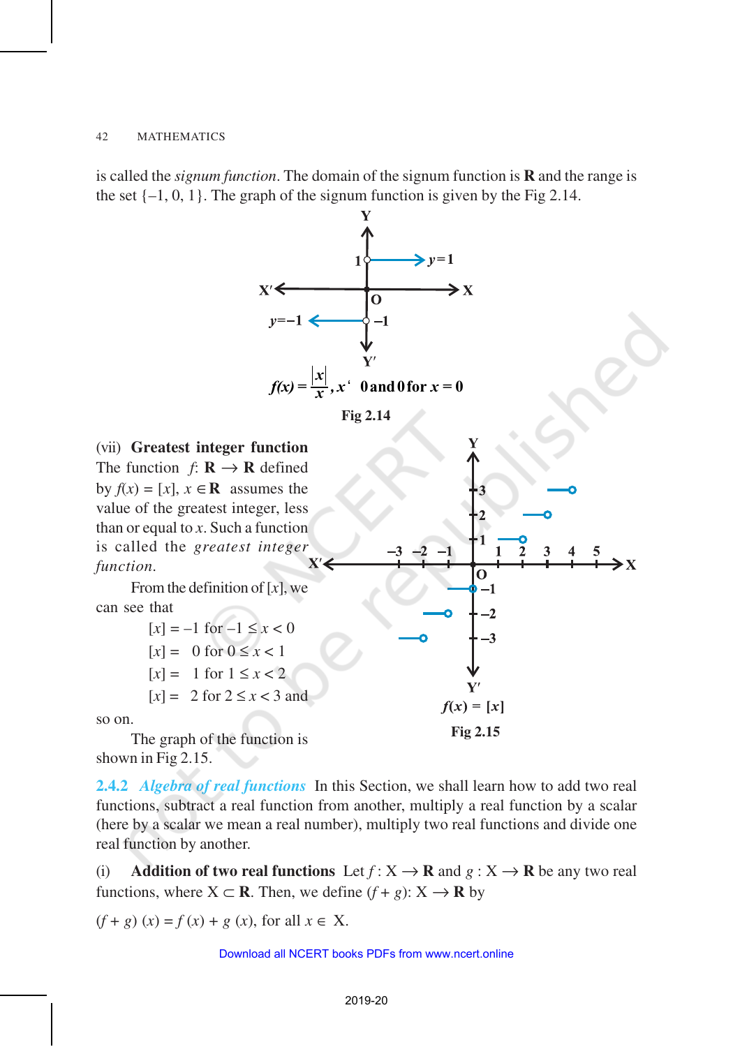is called the *signum function*. The domain of the signum function is **R** and the range is the set {–1, 0, 1}. The graph of the signum function is given by the Fig 2.14.

$$f(x) = \frac{|x|}{x}, x \neq 0 \text{ and } 0 \text{ for } x = 0$$

**Fig 2.14**

(vii) **Greatest integer function**

The function $f$: **R** → **R** defined by $f(x) = [x]$, $x \in$ **R** assumes the value of the greatest integer, less than or equal to $x$. Such a function is called the *greatest integer function*.

From the definition of $[x]$, we can see that

$[x] = -1$ for $-1 \leq x < 0$

$[x] = \ \ 0$ for $0 \leq x < 1$

$[x] = \ \ 1$ for $1 \leq x < 2$

$[x] = \ \ 2$ for $2 \leq x < 3$ and

so on.

The graph of the function is shown in Fig 2.15.

$f(x) = [x]$

**Fig 2.15**

**2.4.2** ***Algebra of real functions*** In this Section, we shall learn how to add two real functions, subtract a real function from another, multiply a real function by a scalar (here by a scalar we mean a real number), multiply two real functions and divide one real function by another.

(i) **Addition of two real functions** Let $f : X \to$ **R** and $g : X \to$ **R** be any two real functions, where $X \subset$ **R**. Then, we define $(f + g)$: $X \to$ **R** by

$(f + g)(x) = f(x) + g(x)$, for all $x \in X$.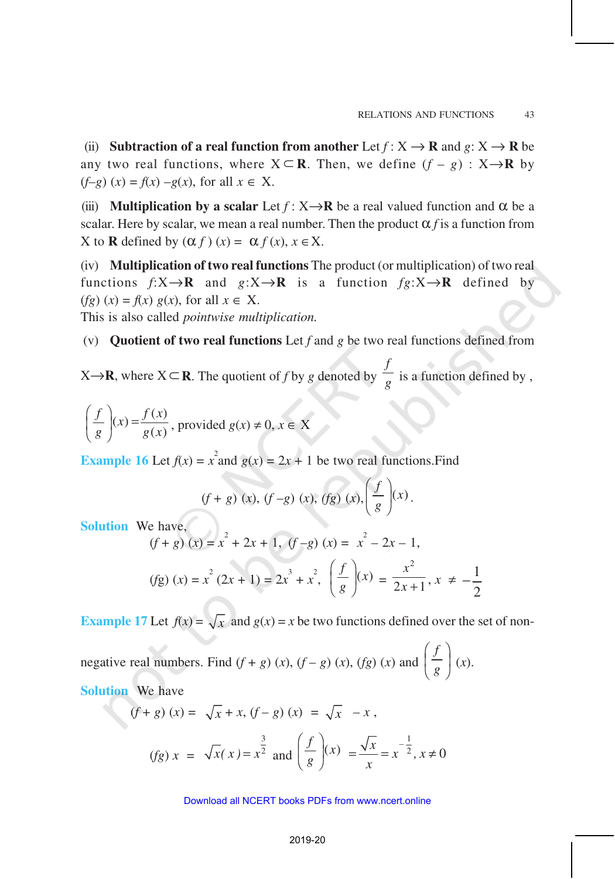(ii) **Subtraction of a real function from another** Let $f : X \to \mathbf{R}$ and $g : X \to \mathbf{R}$ be any two real functions, where $X \subset \mathbf{R}$. Then, we define $(f - g) : X \to \mathbf{R}$ by $(f-g)(x) = f(x) - g(x)$, for all $x \in X$.

(iii) **Multiplication by a scalar** Let $f : X \to \mathbf{R}$ be a real valued function and $\alpha$ be a scalar. Here by scalar, we mean a real number. Then the product $\alpha f$ is a function from X to $\mathbf{R}$ defined by $(\alpha f)(x) = \alpha f(x)$, $x \in X$.

(iv) **Multiplication of two real functions** The product (or multiplication) of two real functions $f : X \to \mathbf{R}$ and $g : X \to \mathbf{R}$ is a function $fg : X \to \mathbf{R}$ defined by $(fg)(x) = f(x)\, g(x)$, for all $x \in X$.

This is also called *pointwise multiplication.*

(v) **Quotient of two real functions** Let $f$ and $g$ be two real functions defined from $X \to \mathbf{R}$, where $X \subset \mathbf{R}$. The quotient of $f$ by $g$ denoted by $\frac{f}{g}$ is a function defined by ,

$\left(\frac{f}{g}\right)(x) = \frac{f(x)}{g(x)}$, provided $g(x) \neq 0$, $x \in X$

**Example 16** Let $f(x) = x^2$ and $g(x) = 2x + 1$ be two real functions.Find

$$(f + g)(x),\ (f - g)(x),\ (fg)(x),\ \left(\frac{f}{g}\right)(x).$$

**Solution** We have,

$$(f + g)(x) = x^2 + 2x + 1,\quad (f - g)(x) = x^2 - 2x - 1,$$

$$(fg)(x) = x^2 (2x + 1) = 2x^3 + x^2,\quad \left(\frac{f}{g}\right)(x) = \frac{x^2}{2x+1},\ x \neq -\frac{1}{2}$$

**Example 17** Let $f(x) = \sqrt{x}$ and $g(x) = x$ be two functions defined over the set of non-negative real numbers. Find $(f + g)(x)$, $(f - g)(x)$, $(fg)(x)$ and $\left(\frac{f}{g}\right)(x)$.

**Solution** We have

$$(f + g)(x) = \sqrt{x} + x,\quad (f - g)(x) = \sqrt{x} - x,$$

$$(fg)\, x = \sqrt{x}(x) = x^{\frac{3}{2}} \text{ and } \left(\frac{f}{g}\right)(x) = \frac{\sqrt{x}}{x} = x^{-\frac{1}{2}},\ x \neq 0$$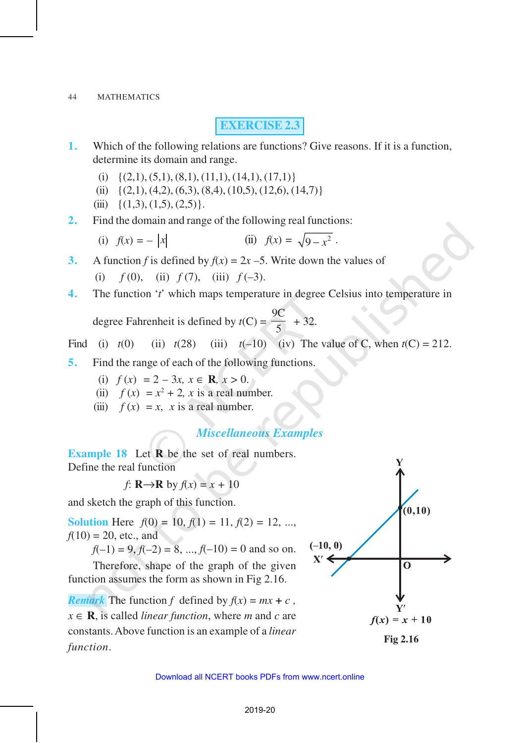## EXERCISE 2.3

**1.** Which of the following relations are functions? Give reasons. If it is a function, determine its domain and range.

(i) $\{(2,1), (5,1), (8,1), (11,1), (14,1), (17,1)\}$

(ii) $\{(2,1), (4,2), (6,3), (8,4), (10,5), (12,6), (14,7)\}$

(iii) $\{(1,3), (1,5), (2,5)\}$.

**2.** Find the domain and range of the following real functions:

(i) $f(x) = -|x|$ (ii) $f(x) = \sqrt{9 - x^2}$ .

**3.** A function $f$ is defined by $f(x) = 2x - 5$. Write down the values of

(i) $f(0)$, (ii) $f(7)$, (iii) $f(-3)$.

**4.** The function '$t$' which maps temperature in degree Celsius into temperature in degree Fahrenheit is defined by $t(C) = \dfrac{9C}{5} + 32$.

Find (i) $t(0)$ (ii) $t(28)$ (iii) $t(-10)$ (iv) The value of C, when $t(C) = 212$.

**5.** Find the range of each of the following functions.

(i) $f(x) = 2 - 3x$, $x \in \mathbf{R}$, $x > 0$.

(ii) $f(x) = x^2 + 2$, $x$ is a real number.

(iii) $f(x) = x$, $x$ is a real number.

## *Miscellaneous Examples*

**Example 18** Let $\mathbf{R}$ be the set of real numbers. Define the real function

$$f: \mathbf{R} \rightarrow \mathbf{R} \text{ by } f(x) = x + 10$$

and sketch the graph of this function.

**Solution** Here $f(0) = 10$, $f(1) = 11$, $f(2) = 12$, ..., $f(10) = 20$, etc., and

$f(-1) = 9$, $f(-2) = 8$, ..., $f(-10) = 0$ and so on.

Therefore, shape of the graph of the given function assumes the form as shown in Fig 2.16.

$f(x) = x + 10$

**Fig 2.16**

***Remark*** The function $f$ defined by $f(x) = mx + c$, $x \in \mathbf{R}$, is called *linear function*, where $m$ and $c$ are constants. Above function is an example of a *linear function*.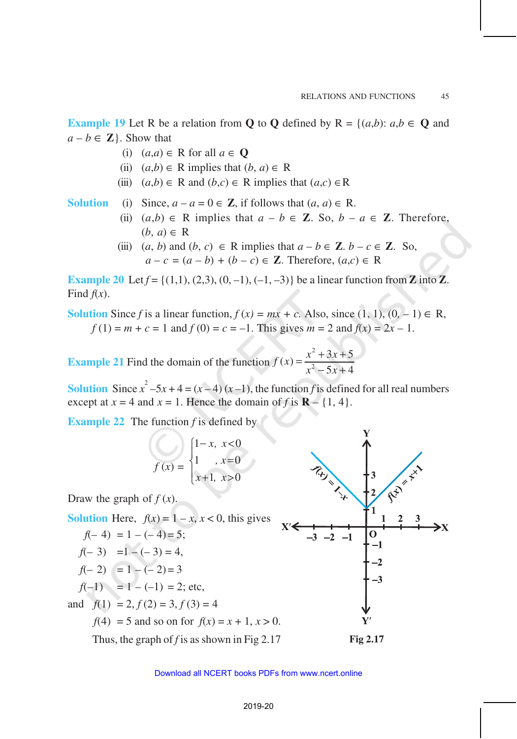**Example 19** Let R be a relation from **Q** to **Q** defined by R = $\{(a,b): a,b \in$ **Q** and $a - b \in$ **Z**$\}$. Show that

(i) $(a,a) \in$ R for all $a \in$ **Q**

(ii) $(a,b) \in$ R implies that $(b, a) \in$ R

(iii) $(a,b) \in$ R and $(b,c) \in$ R implies that $(a,c) \in$ R

**Solution** (i) Since, $a - a = 0 \in$ **Z**, if follows that $(a, a) \in$ R.

(ii) $(a,b) \in$ R implies that $a - b \in$ **Z**. So, $b - a \in$ **Z**. Therefore, $(b, a) \in$ R

(iii) $(a, b)$ and $(b, c) \in$ R implies that $a - b \in$ **Z**. $b - c \in$ **Z**. So, $a - c = (a - b) + (b - c) \in$ **Z**. Therefore, $(a,c) \in$ R

**Example 20** Let $f = \{(1,1), (2,3), (0,-1), (-1,-3)\}$ be a linear function from **Z** into **Z**. Find $f(x)$.

**Solution** Since $f$ is a linear function, $f(x) = mx + c$. Also, since $(1, 1), (0, -1) \in$ R, $f(1) = m + c = 1$ and $f(0) = c = -1$. This gives $m = 2$ and $f(x) = 2x - 1$.

**Example 21** Find the domain of the function $f(x) = \dfrac{x^2 + 3x + 5}{x^2 - 5x + 4}$

**Solution** Since $x^2 - 5x + 4 = (x - 4)(x - 1)$, the function $f$ is defined for all real numbers except at $x = 4$ and $x = 1$. Hence the domain of $f$ is **R** $- \{1, 4\}$.

**Example 22** The function $f$ is defined by

$$f(x) = \begin{cases} 1 - x, & x < 0 \\ 1, & x = 0 \\ x + 1, & x > 0 \end{cases}$$

Draw the graph of $f(x)$.

**Solution** Here, $f(x) = 1 - x$, $x < 0$, this gives

$f(-4) = 1 - (-4) = 5$;

$f(-3) = 1 - (-3) = 4$,

$f(-2) = 1 - (-2) = 3$

$f(-1) = 1 - (-1) = 2$; etc,

and $f(1) = 2, f(2) = 3, f(3) = 4$

$f(4) = 5$ and so on for $f(x) = x + 1$, $x > 0$.

Thus, the graph of $f$ is as shown in Fig 2.17

**Fig 2.17**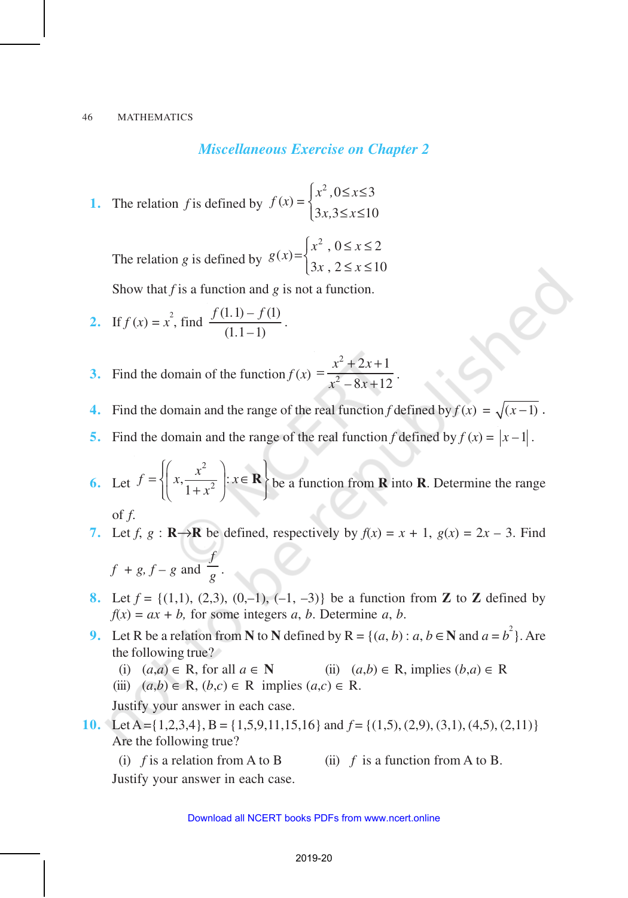## *Miscellaneous Exercise on Chapter 2*

**1.** The relation $f$ is defined by $f(x) = \begin{cases} x^2, 0 \le x \le 3 \\ 3x, 3 \le x \le 10 \end{cases}$

The relation $g$ is defined by $g(x) = \begin{cases} x^2, 0 \le x \le 2 \\ 3x, 2 \le x \le 10 \end{cases}$

Show that $f$ is a function and $g$ is not a function.

**2.** If $f(x) = x^2$, find $\dfrac{f(1.1) - f(1)}{(1.1 - 1)}$.

**3.** Find the domain of the function $f(x) = \dfrac{x^2 + 2x + 1}{x^2 - 8x + 12}$.

**4.** Find the domain and the range of the real function $f$ defined by $f(x) = \sqrt{(x-1)}$.

**5.** Find the domain and the range of the real function $f$ defined by $f(x) = |x - 1|$.

**6.** Let $f = \left\{ \left( x, \dfrac{x^2}{1 + x^2} \right) : x \in \mathbf{R} \right\}$ be a function from **R** into **R**. Determine the range of $f$.

**7.** Let $f, g : \mathbf{R} \to \mathbf{R}$ be defined, respectively by $f(x) = x + 1$, $g(x) = 2x - 3$. Find $f + g$, $f - g$ and $\dfrac{f}{g}$.

**8.** Let $f = \{(1,1), (2,3), (0,-1), (-1, -3)\}$ be a function from **Z** to **Z** defined by $f(x) = ax + b$, for some integers $a$, $b$. Determine $a$, $b$.

**9.** Let R be a relation from **N** to **N** defined by R = $\{(a, b) : a, b \in \mathbf{N}$ and $a = b^2\}$. Are the following true?

(i) $(a,a) \in$ R, for all $a \in \mathbf{N}$ (ii) $(a,b) \in$ R, implies $(b,a) \in$ R

(iii) $(a,b) \in$ R, $(b,c) \in$ R implies $(a,c) \in$ R.

Justify your answer in each case.

**10.** Let A = {1,2,3,4}, B = {1,5,9,11,15,16} and $f$ = {(1,5), (2,9), (3,1), (4,5), (2,11)} Are the following true?

(i) $f$ is a relation from A to B (ii) $f$ is a function from A to B.

Justify your answer in each case.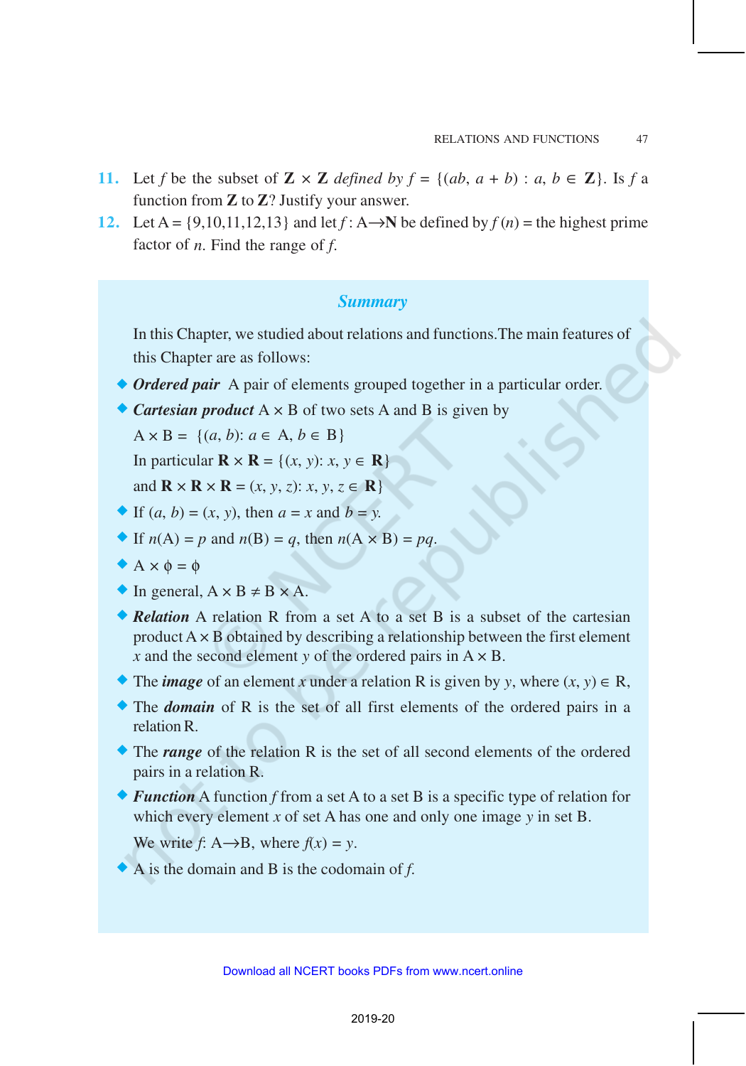11. Let $f$ be the subset of $\mathbf{Z} \times \mathbf{Z}$ *defined by* $f = \{(ab, a + b) : a, b \in \mathbf{Z}\}$. Is $f$ a function from $\mathbf{Z}$ to $\mathbf{Z}$? Justify your answer.

12. Let A = {9,10,11,12,13} and let $f : \text{A} \rightarrow \mathbf{N}$ be defined by $f(n)$ = the highest prime factor of $n$. Find the range of $f$.

## *Summary*

In this Chapter, we studied about relations and functions. The main features of this Chapter are as follows:

- ***Ordered pair*** A pair of elements grouped together in a particular order.
- ***Cartesian product*** A × B of two sets A and B is given by

  $\text{A} \times \text{B} = \{(a, b) : a \in \text{A}, b \in \text{B}\}$

  In particular $\mathbf{R} \times \mathbf{R} = \{(x, y) : x, y \in \mathbf{R}\}$

  and $\mathbf{R} \times \mathbf{R} \times \mathbf{R} = (x, y, z) : x, y, z \in \mathbf{R}\}$
- If $(a, b) = (x, y)$, then $a = x$ and $b = y$.
- If $n(\text{A}) = p$ and $n(\text{B}) = q$, then $n(\text{A} \times \text{B}) = pq$.
- $\text{A} \times \phi = \phi$
- In general, $\text{A} \times \text{B} \neq \text{B} \times \text{A}$.
- ***Relation*** A relation R from a set A to a set B is a subset of the cartesian product A × B obtained by describing a relationship between the first element $x$ and the second element $y$ of the ordered pairs in A × B.
- The ***image*** of an element $x$ under a relation R is given by $y$, where $(x, y) \in \text{R}$,
- The ***domain*** of R is the set of all first elements of the ordered pairs in a relation R.
- The ***range*** of the relation R is the set of all second elements of the ordered pairs in a relation R.
- ***Function*** A function $f$ from a set A to a set B is a specific type of relation for which every element $x$ of set A has one and only one image $y$ in set B.

  We write $f$: A⟶B, where $f(x) = y$.
- A is the domain and B is the codomain of $f$.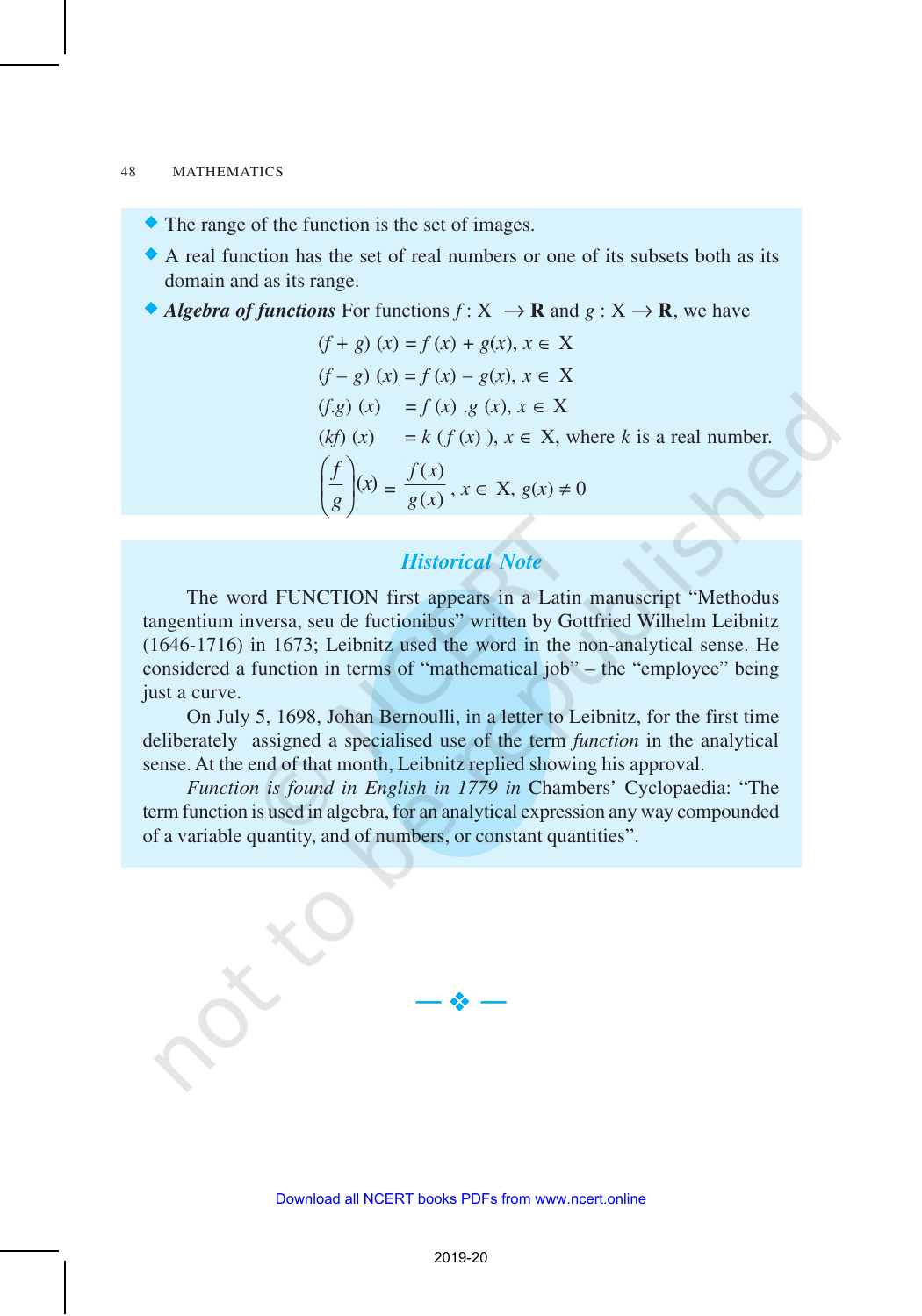- The range of the function is the set of images.
- A real function has the set of real numbers or one of its subsets both as its domain and as its range.
- ***Algebra of functions*** For functions $f : X \rightarrow \mathbf{R}$ and $g : X \rightarrow \mathbf{R}$, we have

$$(f + g)(x) = f(x) + g(x), x \in X$$

$$(f - g)(x) = f(x) - g(x), x \in X$$

$$(f.g)(x) = f(x) .g(x), x \in X$$

$$(kf)(x) = k(f(x)), x \in X, \text{ where } k \text{ is a real number.}$$

$$\left(\frac{f}{g}\right)(x) = \frac{f(x)}{g(x)}, x \in X, g(x) \neq 0$$

## *Historical Note*

The word FUNCTION first appears in a Latin manuscript "Methodus tangentium inversa, seu de fuctionibus" written by Gottfried Wilhelm Leibnitz (1646-1716) in 1673; Leibnitz used the word in the non-analytical sense. He considered a function in terms of "mathematical job" – the "employee" being just a curve.

On July 5, 1698, Johan Bernoulli, in a letter to Leibnitz, for the first time deliberately assigned a specialised use of the term *function* in the analytical sense. At the end of that month, Leibnitz replied showing his approval.

*Function is found in English in 1779 in* Chambers' Cyclopaedia: "The term function is used in algebra, for an analytical expression any way compounded of a variable quantity, and of numbers, or constant quantities".

— ❖ —